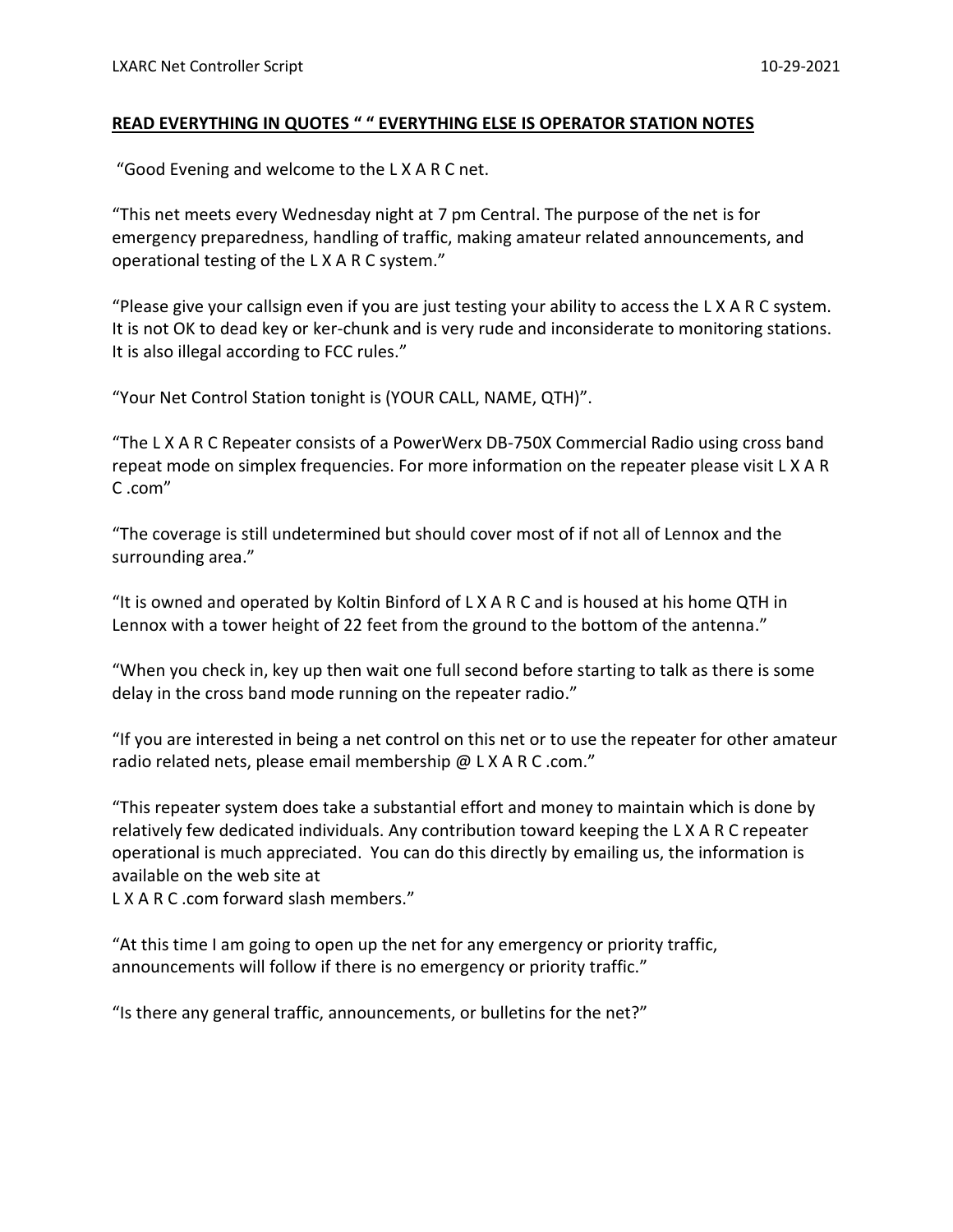**READ EVERYTHING IN QUOTES " " EVERYTHING ELSE IS OPERATOR STATION NOTES**

"Good Evening and welcome to the L X A R C net.

"This net meets every Wednesday night at 7 pm Central. The purpose of the net is for emergency preparedness, handling of traffic, making amateur related announcements, and operational testing of the L X A R C system."

"Please give your callsign even if you are just testing your ability to access the L X A R C system. It is not OK to dead key or ker-chunk and is very rude and inconsiderate to monitoring stations. It is also illegal according to FCC rules."

"Your Net Control Station tonight is (YOUR CALL, NAME, QTH)".

"The L X A R C Repeater consists of a PowerWerx DB-750X Commercial Radio using cross band repeat mode on simplex frequencies. For more information on the repeater please visit L X A R C .com"

"The coverage is still undetermined but should cover most of if not all of Lennox and the surrounding area."

"It is owned and operated by Koltin Binford of L X A R C and is housed at his home QTH in Lennox with a tower height of 22 feet from the ground to the bottom of the antenna."

"When you check in, key up then wait one full second before starting to talk as there is some delay in the cross band mode running on the repeater radio."

"If you are interested in being a net control on this net or to use the repeater for other amateur radio related nets, please email membership @ L X A R C .com."

"This repeater system does take a substantial effort and money to maintain which is done by relatively few dedicated individuals. Any contribution toward keeping the L X A R C repeater operational is much appreciated. You can do this directly by emailing us, the information is available on the web site at
L X A R C .com forward slash members."

"At this time I am going to open up the net for any emergency or priority traffic, announcements will follow if there is no emergency or priority traffic."

"Is there any general traffic, announcements, or bulletins for the net?"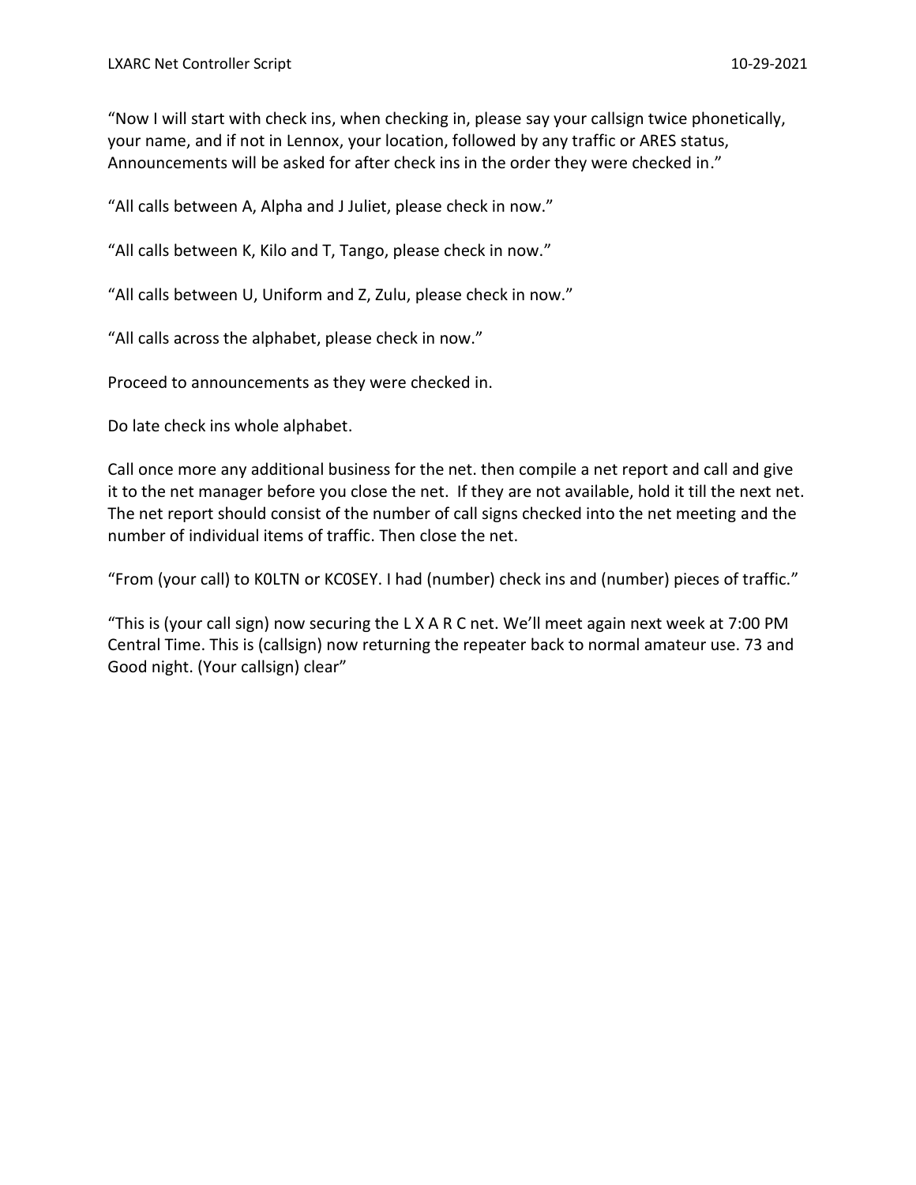"Now I will start with check ins, when checking in, please say your callsign twice phonetically, your name, and if not in Lennox, your location, followed by any traffic or ARES status, Announcements will be asked for after check ins in the order they were checked in."

"All calls between A, Alpha and J Juliet, please check in now."

"All calls between K, Kilo and T, Tango, please check in now."

"All calls between U, Uniform and Z, Zulu, please check in now."

"All calls across the alphabet, please check in now."

Proceed to announcements as they were checked in.

Do late check ins whole alphabet.

Call once more any additional business for the net. then compile a net report and call and give it to the net manager before you close the net. If they are not available, hold it till the next net. The net report should consist of the number of call signs checked into the net meeting and the number of individual items of traffic. Then close the net.

"From (your call) to K0LTN or KC0SEY. I had (number) check ins and (number) pieces of traffic."

"This is (your call sign) now securing the L X A R C net. We'll meet again next week at 7:00 PM Central Time. This is (callsign) now returning the repeater back to normal amateur use. 73 and Good night. (Your callsign) clear"